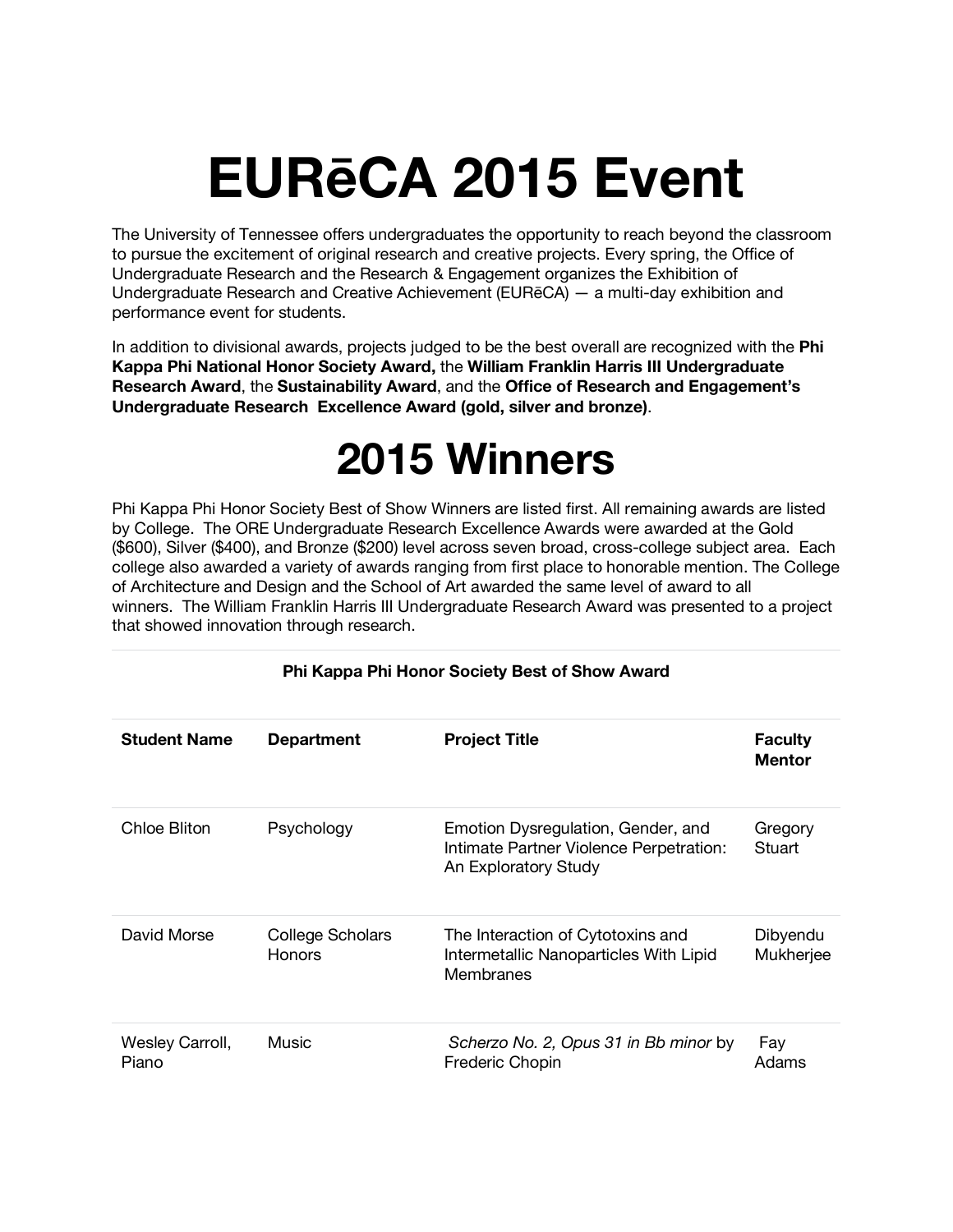# EURēCA 2015 Event

The University of Tennessee offers undergraduates the opportunity to reach beyond the classroom to pursue the excitement of original research and creative projects. Every spring, the Office of Undergraduate Research and the Research & Engagement organizes the Exhibition of Undergraduate Research and Creative Achievement (EURēCA) — a multi-day exhibition and performance event for students.

In addition to divisional awards, projects judged to be the best overall are recognized with the **Phi Kappa Phi National Honor Society Award,** the **William Franklin Harris III Undergraduate Research Award**, the **Sustainability Award**, and the **Office of Research and Engagement's Undergraduate Research Excellence Award (gold, silver and bronze)**.

# 2015 Winners

Phi Kappa Phi Honor Society Best of Show Winners are listed first. All remaining awards are listed by College. The ORE Undergraduate Research Excellence Awards were awarded at the Gold ($600), Silver ($400), and Bronze ($200) level across seven broad, cross-college subject area. Each college also awarded a variety of awards ranging from first place to honorable mention. The College of Architecture and Design and the School of Art awarded the same level of award to all winners. The William Franklin Harris III Undergraduate Research Award was presented to a project that showed innovation through research.

**Phi Kappa Phi Honor Society Best of Show Award**

| Student Name | Department | Project Title | Faculty Mentor |
|---|---|---|---|
| Chloe Bliton | Psychology | Emotion Dysregulation, Gender, and Intimate Partner Violence Perpetration: An Exploratory Study | Gregory Stuart |
| David Morse | College Scholars Honors | The Interaction of Cytotoxins and Intermetallic Nanoparticles With Lipid Membranes | Dibyendu Mukherjee |
| Wesley Carroll, Piano | Music | *Scherzo No. 2, Opus 31 in Bb minor* by Frederic Chopin | Fay Adams |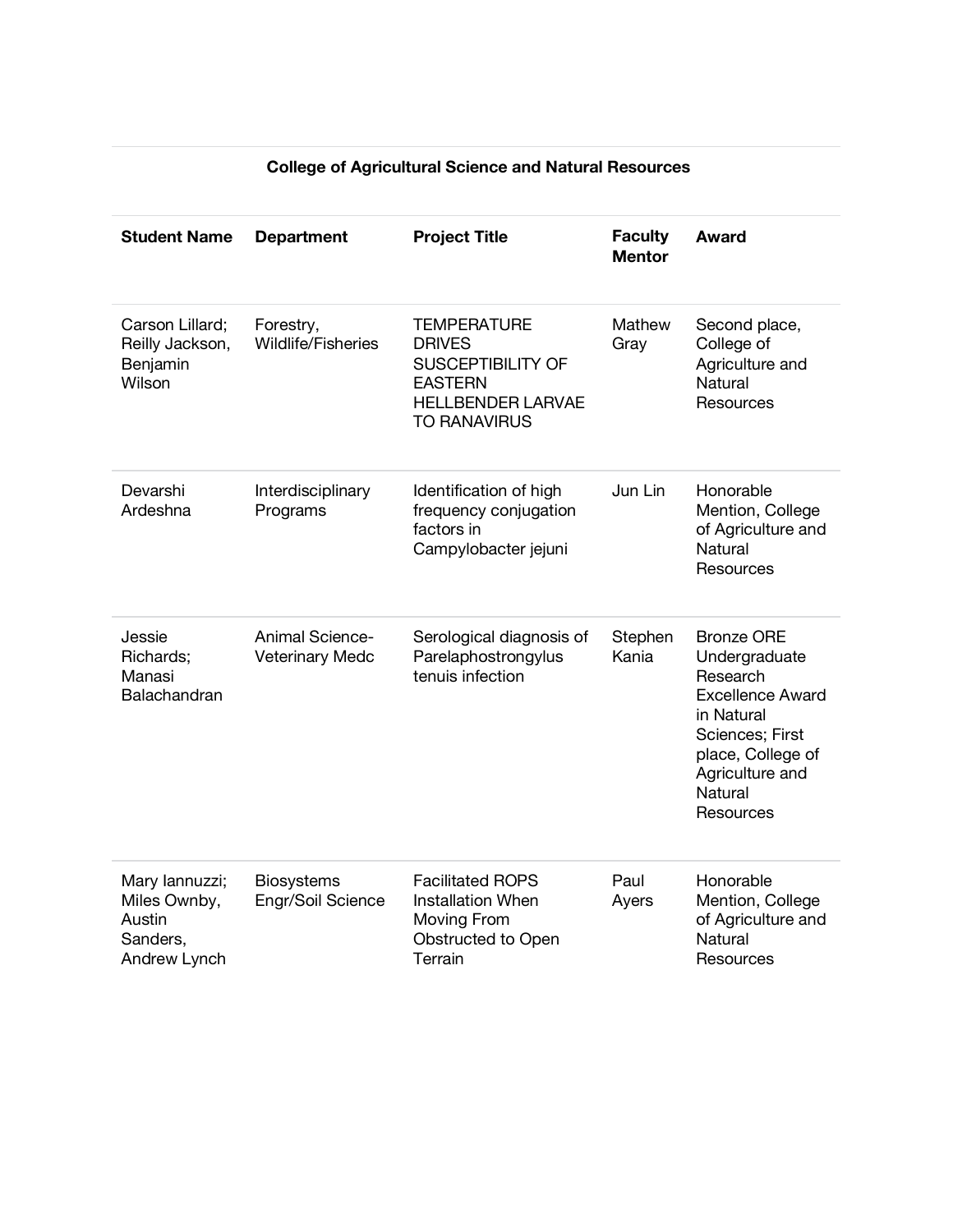**College of Agricultural Science and Natural Resources**

| Student Name | Department | Project Title | Faculty Mentor | Award |
|---|---|---|---|---|
| Carson Lillard; Reilly Jackson, Benjamin Wilson | Forestry, Wildlife/Fisheries | TEMPERATURE DRIVES SUSCEPTIBILITY OF EASTERN HELLBENDER LARVAE TO RANAVIRUS | Mathew Gray | Second place, College of Agriculture and Natural Resources |
| Devarshi Ardeshna | Interdisciplinary Programs | Identification of high frequency conjugation factors in Campylobacter jejuni | Jun Lin | Honorable Mention, College of Agriculture and Natural Resources |
| Jessie Richards; Manasi Balachandran | Animal Science-Veterinary Medc | Serological diagnosis of Parelaphostrongylus tenuis infection | Stephen Kania | Bronze ORE Undergraduate Research Excellence Award in Natural Sciences; First place, College of Agriculture and Natural Resources |
| Mary Iannuzzi; Miles Ownby, Austin Sanders, Andrew Lynch | Biosystems Engr/Soil Science | Facilitated ROPS Installation When Moving From Obstructed to Open Terrain | Paul Ayers | Honorable Mention, College of Agriculture and Natural Resources |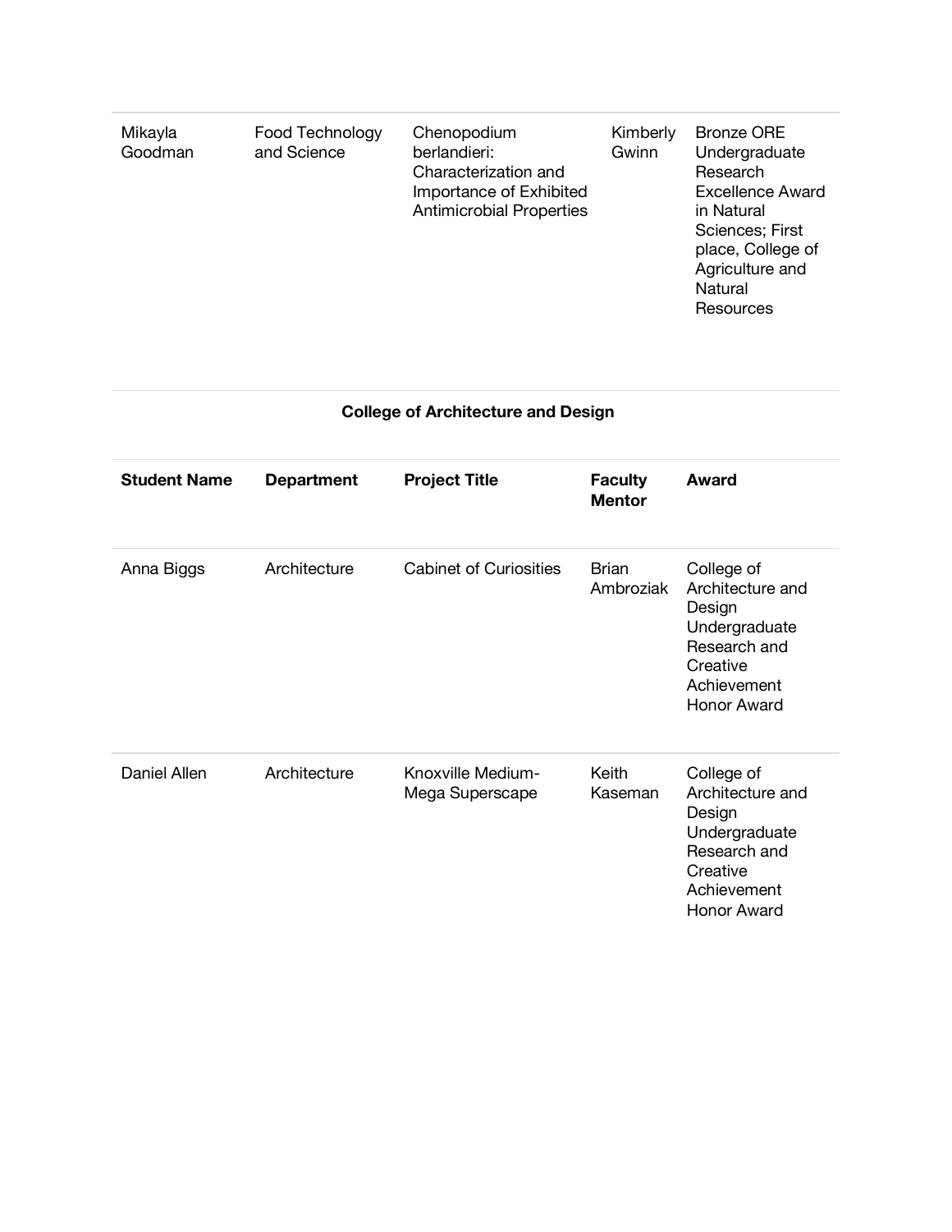| | | | | |
|---|---|---|---|---|
| Mikayla Goodman | Food Technology and Science | Chenopodium berlandieri: Characterization and Importance of Exhibited Antimicrobial Properties | Kimberly Gwinn | Bronze ORE Undergraduate Research Excellence Award in Natural Sciences; First place, College of Agriculture and Natural Resources |

**College of Architecture and Design**

| Student Name | Department | Project Title | Faculty Mentor | Award |
|---|---|---|---|---|
| Anna Biggs | Architecture | Cabinet of Curiosities | Brian Ambroziak | College of Architecture and Design Undergraduate Research and Creative Achievement Honor Award |
| Daniel Allen | Architecture | Knoxville Medium-Mega Superscape | Keith Kaseman | College of Architecture and Design Undergraduate Research and Creative Achievement Honor Award |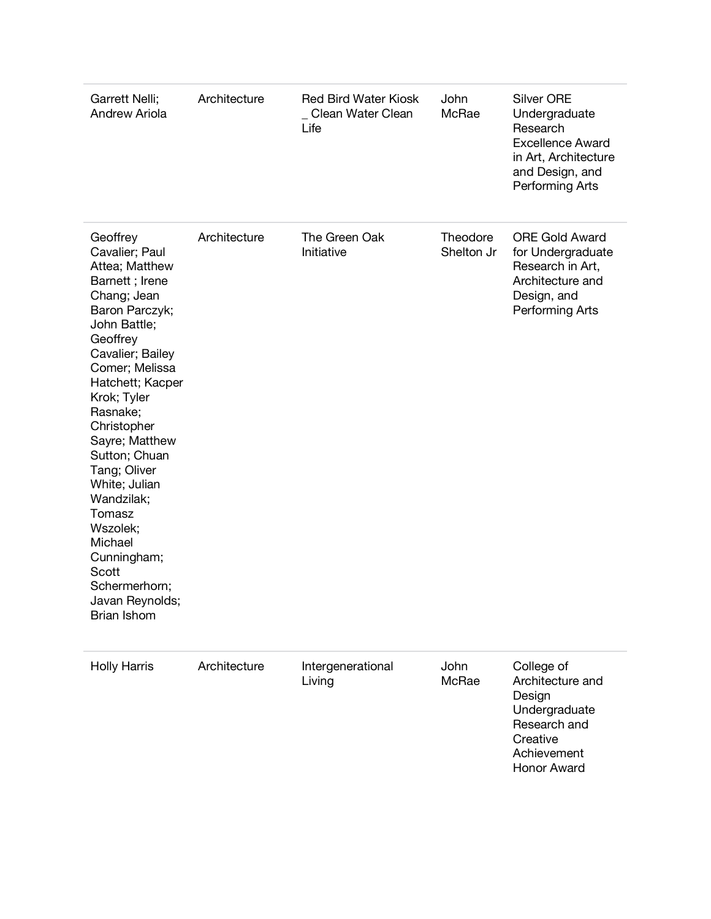| | | | | |
|---|---|---|---|---|
| Garrett Nelli; Andrew Ariola | Architecture | Red Bird Water Kiosk _ Clean Water Clean Life | John McRae | Silver ORE Undergraduate Research Excellence Award in Art, Architecture and Design, and Performing Arts |
| Geoffrey Cavalier; Paul Attea; Matthew Barnett ; Irene Chang; Jean Baron Parczyk; John Battle; Geoffrey Cavalier; Bailey Comer; Melissa Hatchett; Kacper Krok; Tyler Rasnake; Christopher Sayre; Matthew Sutton; Chuan Tang; Oliver White; Julian Wandzilak; Tomasz Wszolek; Michael Cunningham; Scott Schermerhorn; Javan Reynolds; Brian Ishom | Architecture | The Green Oak Initiative | Theodore Shelton Jr | ORE Gold Award for Undergraduate Research in Art, Architecture and Design, and Performing Arts |
| Holly Harris | Architecture | Intergenerational Living | John McRae | College of Architecture and Design Undergraduate Research and Creative Achievement Honor Award |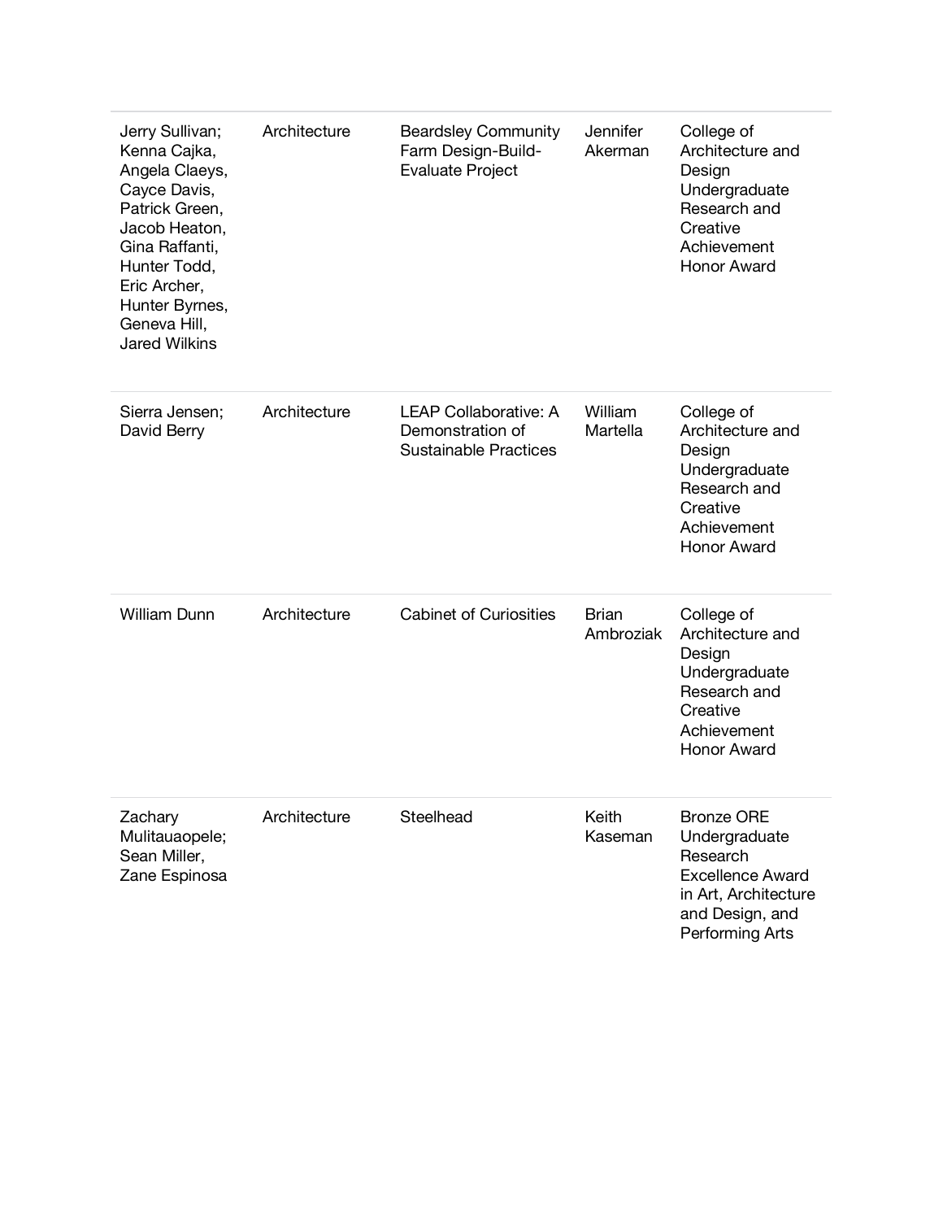| | | | | |
|---|---|---|---|---|
| Jerry Sullivan; Kenna Cajka, Angela Claeys, Cayce Davis, Patrick Green, Jacob Heaton, Gina Raffanti, Hunter Todd, Eric Archer, Hunter Byrnes, Geneva Hill, Jared Wilkins | Architecture | Beardsley Community Farm Design-Build-Evaluate Project | Jennifer Akerman | College of Architecture and Design Undergraduate Research and Creative Achievement Honor Award |
| Sierra Jensen; David Berry | Architecture | LEAP Collaborative: A Demonstration of Sustainable Practices | William Martella | College of Architecture and Design Undergraduate Research and Creative Achievement Honor Award |
| William Dunn | Architecture | Cabinet of Curiosities | Brian Ambroziak | College of Architecture and Design Undergraduate Research and Creative Achievement Honor Award |
| Zachary Mulitauaopele; Sean Miller, Zane Espinosa | Architecture | Steelhead | Keith Kaseman | Bronze ORE Undergraduate Research Excellence Award in Art, Architecture and Design, and Performing Arts |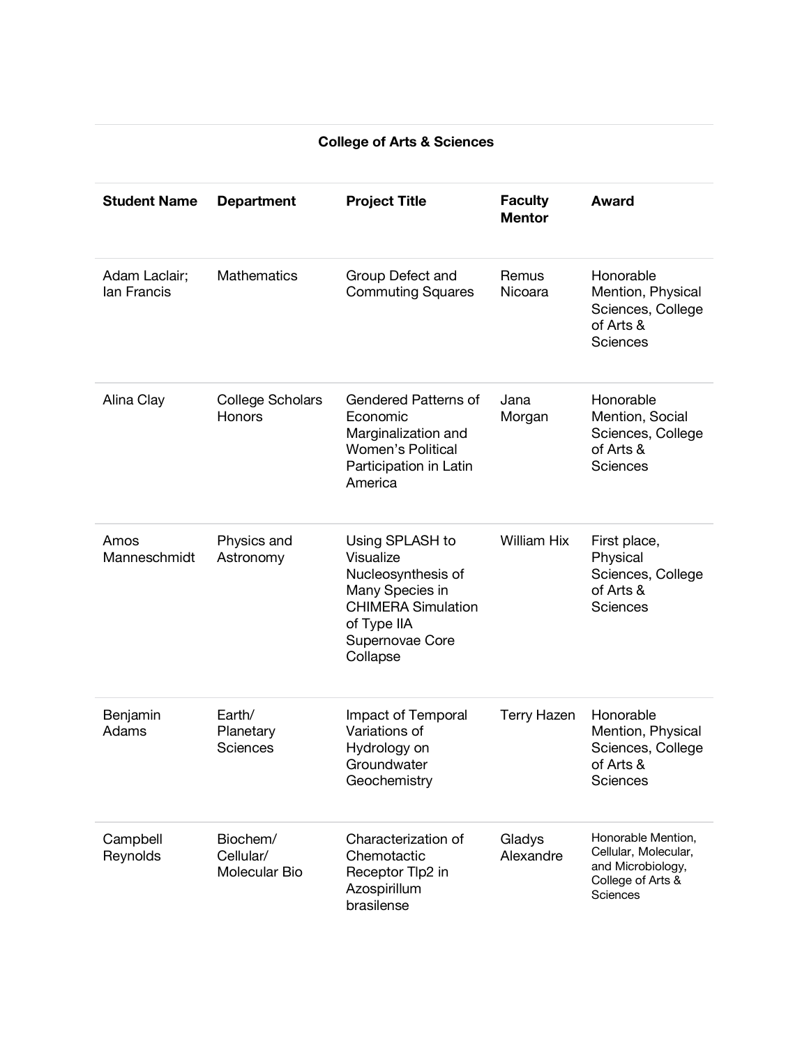## College of Arts & Sciences

| Student Name | Department | Project Title | Faculty Mentor | Award |
| --- | --- | --- | --- | --- |
| Adam Laclair; Ian Francis | Mathematics | Group Defect and Commuting Squares | Remus Nicoara | Honorable Mention, Physical Sciences, College of Arts & Sciences |
| Alina Clay | College Scholars Honors | Gendered Patterns of Economic Marginalization and Women's Political Participation in Latin America | Jana Morgan | Honorable Mention, Social Sciences, College of Arts & Sciences |
| Amos Manneschmidt | Physics and Astronomy | Using SPLASH to Visualize Nucleosynthesis of Many Species in CHIMERA Simulation of Type IIA Supernovae Core Collapse | William Hix | First place, Physical Sciences, College of Arts & Sciences |
| Benjamin Adams | Earth/ Planetary Sciences | Impact of Temporal Variations of Hydrology on Groundwater Geochemistry | Terry Hazen | Honorable Mention, Physical Sciences, College of Arts & Sciences |
| Campbell Reynolds | Biochem/ Cellular/ Molecular Bio | Characterization of Chemotactic Receptor Tlp2 in Azospirillum brasilense | Gladys Alexandre | Honorable Mention, Cellular, Molecular, and Microbiology, College of Arts & Sciences |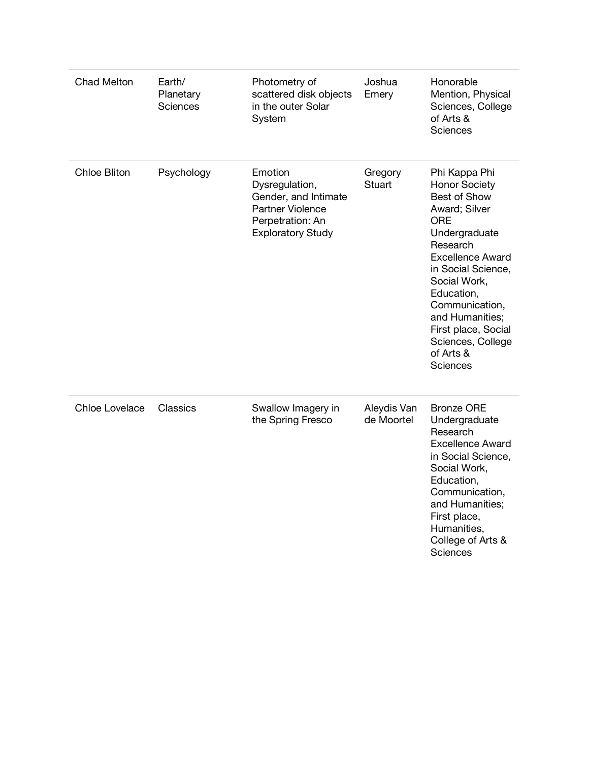| | | | | |
|---|---|---|---|---|
| Chad Melton | Earth/ Planetary Sciences | Photometry of scattered disk objects in the outer Solar System | Joshua Emery | Honorable Mention, Physical Sciences, College of Arts & Sciences |
| Chloe Bliton | Psychology | Emotion Dysregulation, Gender, and Intimate Partner Violence Perpetration: An Exploratory Study | Gregory Stuart | Phi Kappa Phi Honor Society Best of Show Award; Silver ORE Undergraduate Research Excellence Award in Social Science, Social Work, Education, Communication, and Humanities; First place, Social Sciences, College of Arts & Sciences |
| Chloe Lovelace | Classics | Swallow Imagery in the Spring Fresco | Aleydis Van de Moortel | Bronze ORE Undergraduate Research Excellence Award in Social Science, Social Work, Education, Communication, and Humanities; First place, Humanities, College of Arts & Sciences |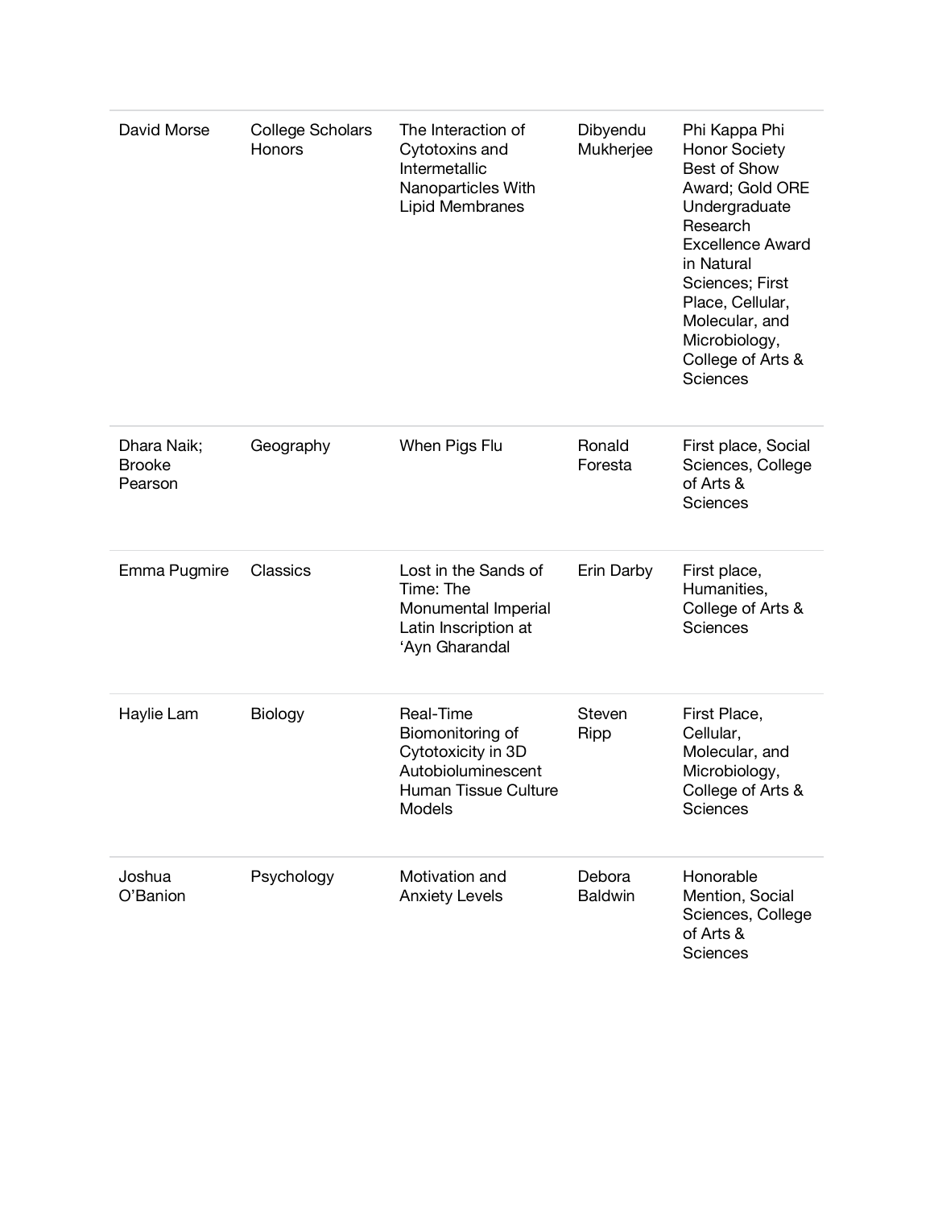| | | | | |
|---|---|---|---|---|
| David Morse | College Scholars Honors | The Interaction of Cytotoxins and Intermetallic Nanoparticles With Lipid Membranes | Dibyendu Mukherjee | Phi Kappa Phi Honor Society Best of Show Award; Gold ORE Undergraduate Research Excellence Award in Natural Sciences; First Place, Cellular, Molecular, and Microbiology, College of Arts & Sciences |
| Dhara Naik; Brooke Pearson | Geography | When Pigs Flu | Ronald Foresta | First place, Social Sciences, College of Arts & Sciences |
| Emma Pugmire | Classics | Lost in the Sands of Time: The Monumental Imperial Latin Inscription at ‘Ayn Gharandal | Erin Darby | First place, Humanities, College of Arts & Sciences |
| Haylie Lam | Biology | Real-Time Biomonitoring of Cytotoxicity in 3D Autobioluminescent Human Tissue Culture Models | Steven Ripp | First Place, Cellular, Molecular, and Microbiology, College of Arts & Sciences |
| Joshua O’Banion | Psychology | Motivation and Anxiety Levels | Debora Baldwin | Honorable Mention, Social Sciences, College of Arts & Sciences |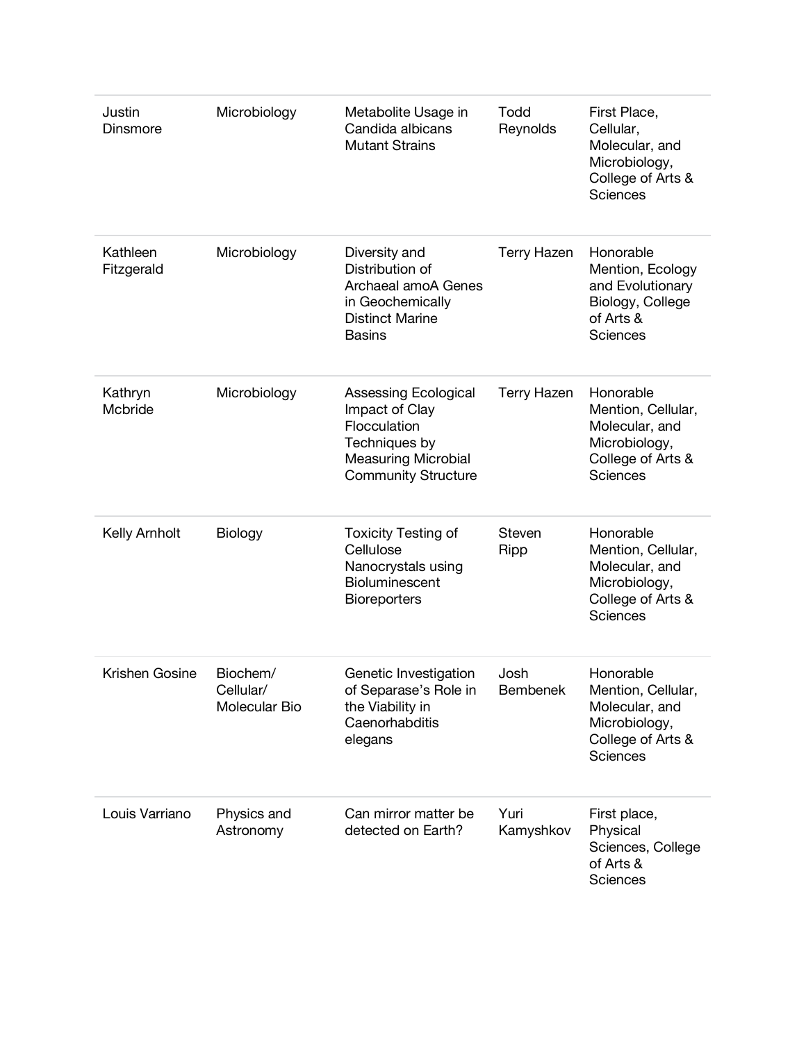| | | | | |
|---|---|---|---|---|
| Justin Dinsmore | Microbiology | Metabolite Usage in Candida albicans Mutant Strains | Todd Reynolds | First Place, Cellular, Molecular, and Microbiology, College of Arts & Sciences |
| Kathleen Fitzgerald | Microbiology | Diversity and Distribution of Archaeal amoA Genes in Geochemically Distinct Marine Basins | Terry Hazen | Honorable Mention, Ecology and Evolutionary Biology, College of Arts & Sciences |
| Kathryn Mcbride | Microbiology | Assessing Ecological Impact of Clay Flocculation Techniques by Measuring Microbial Community Structure | Terry Hazen | Honorable Mention, Cellular, Molecular, and Microbiology, College of Arts & Sciences |
| Kelly Arnholt | Biology | Toxicity Testing of Cellulose Nanocrystals using Bioluminescent Bioreporters | Steven Ripp | Honorable Mention, Cellular, Molecular, and Microbiology, College of Arts & Sciences |
| Krishen Gosine | Biochem/ Cellular/ Molecular Bio | Genetic Investigation of Separase's Role in the Viability in Caenorhabditis elegans | Josh Bembenek | Honorable Mention, Cellular, Molecular, and Microbiology, College of Arts & Sciences |
| Louis Varriano | Physics and Astronomy | Can mirror matter be detected on Earth? | Yuri Kamyshkov | First place, Physical Sciences, College of Arts & Sciences |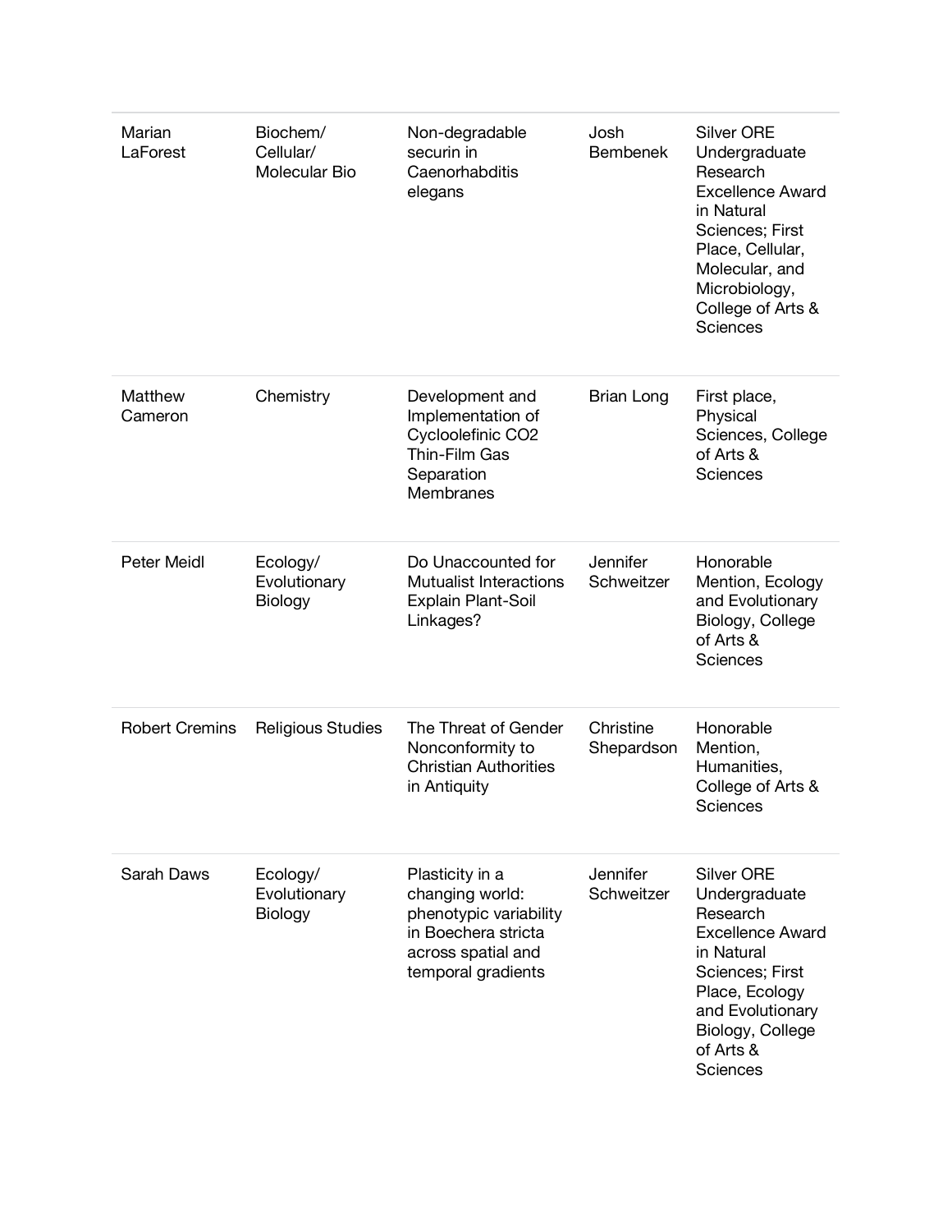| | | | | |
|---|---|---|---|---|
| Marian LaForest | Biochem/ Cellular/ Molecular Bio | Non-degradable securin in Caenorhabditis elegans | Josh Bembenek | Silver ORE Undergraduate Research Excellence Award in Natural Sciences; First Place, Cellular, Molecular, and Microbiology, College of Arts & Sciences |
| Matthew Cameron | Chemistry | Development and Implementation of Cycloolefinic $CO_2$ Thin-Film Gas Separation Membranes | Brian Long | First place, Physical Sciences, College of Arts & Sciences |
| Peter Meidl | Ecology/ Evolutionary Biology | Do Unaccounted for Mutualist Interactions Explain Plant-Soil Linkages? | Jennifer Schweitzer | Honorable Mention, Ecology and Evolutionary Biology, College of Arts & Sciences |
| Robert Cremins | Religious Studies | The Threat of Gender Nonconformity to Christian Authorities in Antiquity | Christine Shepardson | Honorable Mention, Humanities, College of Arts & Sciences |
| Sarah Daws | Ecology/ Evolutionary Biology | Plasticity in a changing world: phenotypic variability in Boechera stricta across spatial and temporal gradients | Jennifer Schweitzer | Silver ORE Undergraduate Research Excellence Award in Natural Sciences; First Place, Ecology and Evolutionary Biology, College of Arts & Sciences |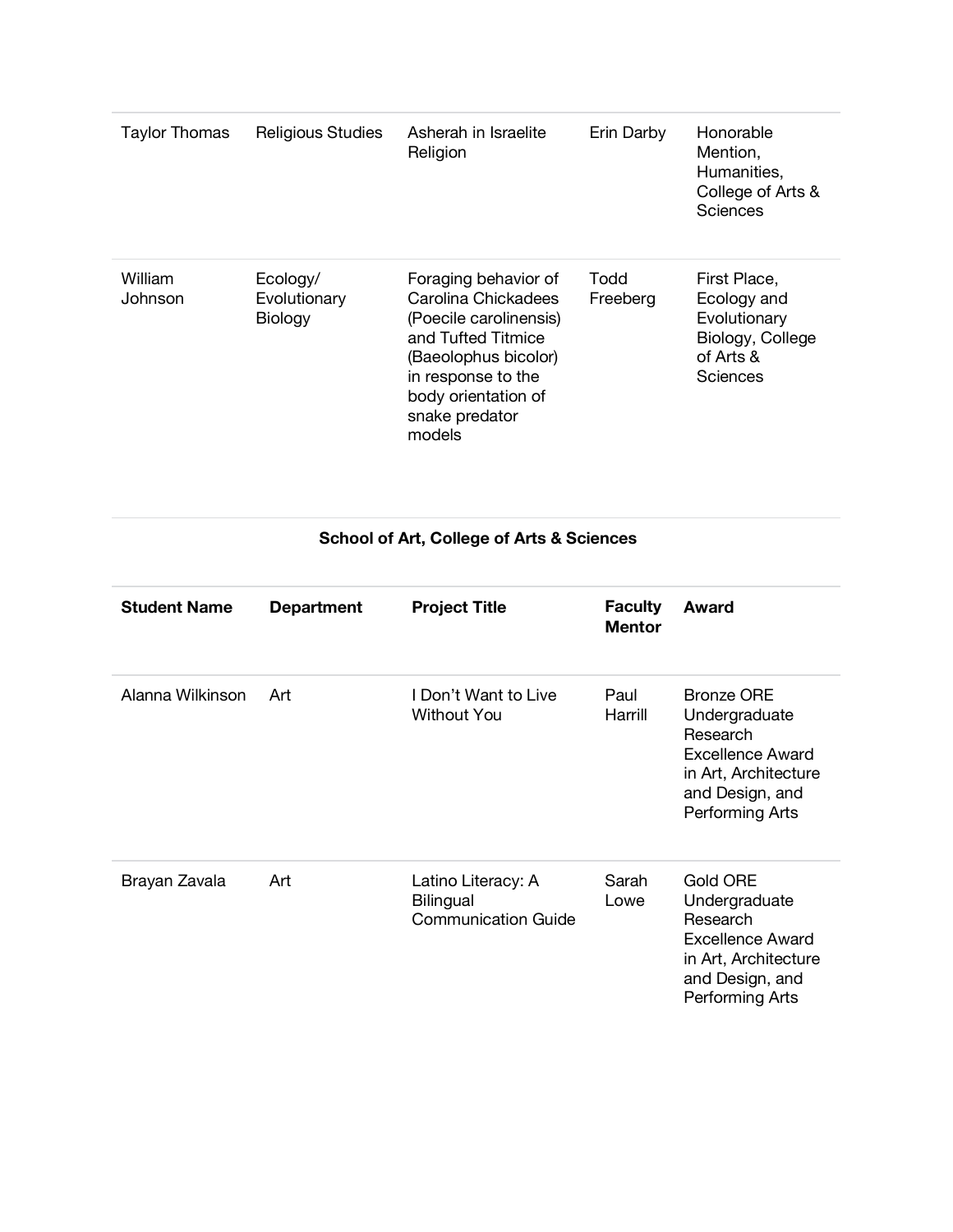| | | | | |
|---|---|---|---|---|
| Taylor Thomas | Religious Studies | Asherah in Israelite Religion | Erin Darby | Honorable Mention, Humanities, College of Arts & Sciences |
| William Johnson | Ecology/ Evolutionary Biology | Foraging behavior of Carolina Chickadees (Poecile carolinensis) and Tufted Titmice (Baeolophus bicolor) in response to the body orientation of snake predator models | Todd Freeberg | First Place, Ecology and Evolutionary Biology, College of Arts & Sciences |

**School of Art, College of Arts & Sciences**

| Student Name | Department | Project Title | Faculty Mentor | Award |
|---|---|---|---|---|
| Alanna Wilkinson | Art | I Don't Want to Live Without You | Paul Harrill | Bronze ORE Undergraduate Research Excellence Award in Art, Architecture and Design, and Performing Arts |
| Brayan Zavala | Art | Latino Literacy: A Bilingual Communication Guide | Sarah Lowe | Gold ORE Undergraduate Research Excellence Award in Art, Architecture and Design, and Performing Arts |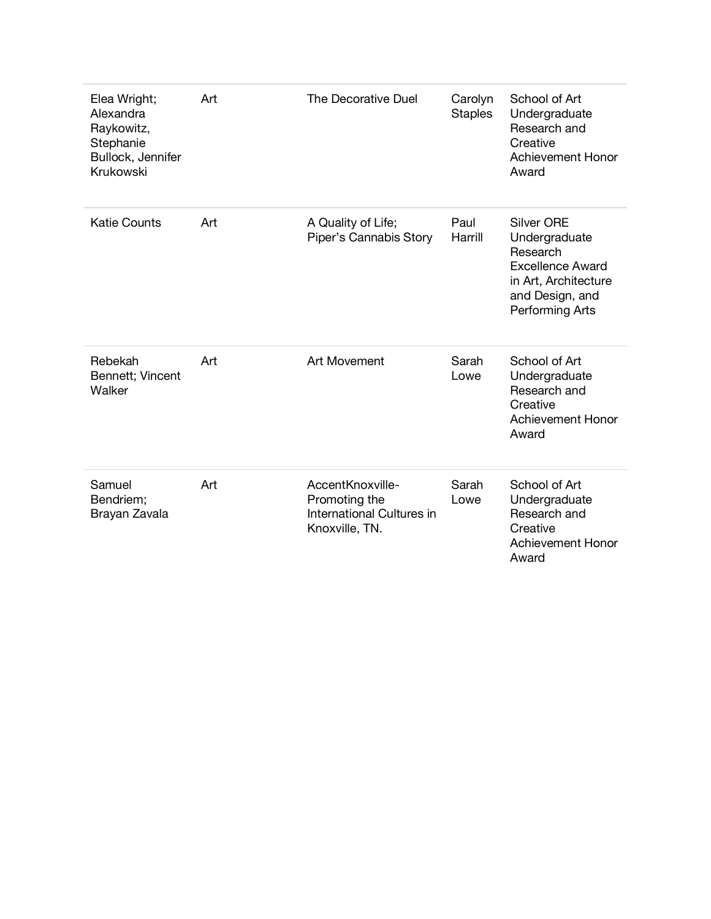| | | | | |
|---|---|---|---|---|
| Elea Wright; Alexandra Raykowitz, Stephanie Bullock, Jennifer Krukowski | Art | The Decorative Duel | Carolyn Staples | School of Art Undergraduate Research and Creative Achievement Honor Award |
| Katie Counts | Art | A Quality of Life; Piper's Cannabis Story | Paul Harrill | Silver ORE Undergraduate Research Excellence Award in Art, Architecture and Design, and Performing Arts |
| Rebekah Bennett; Vincent Walker | Art | Art Movement | Sarah Lowe | School of Art Undergraduate Research and Creative Achievement Honor Award |
| Samuel Bendriem; Brayan Zavala | Art | AccentKnoxville-Promoting the International Cultures in Knoxville, TN. | Sarah Lowe | School of Art Undergraduate Research and Creative Achievement Honor Award |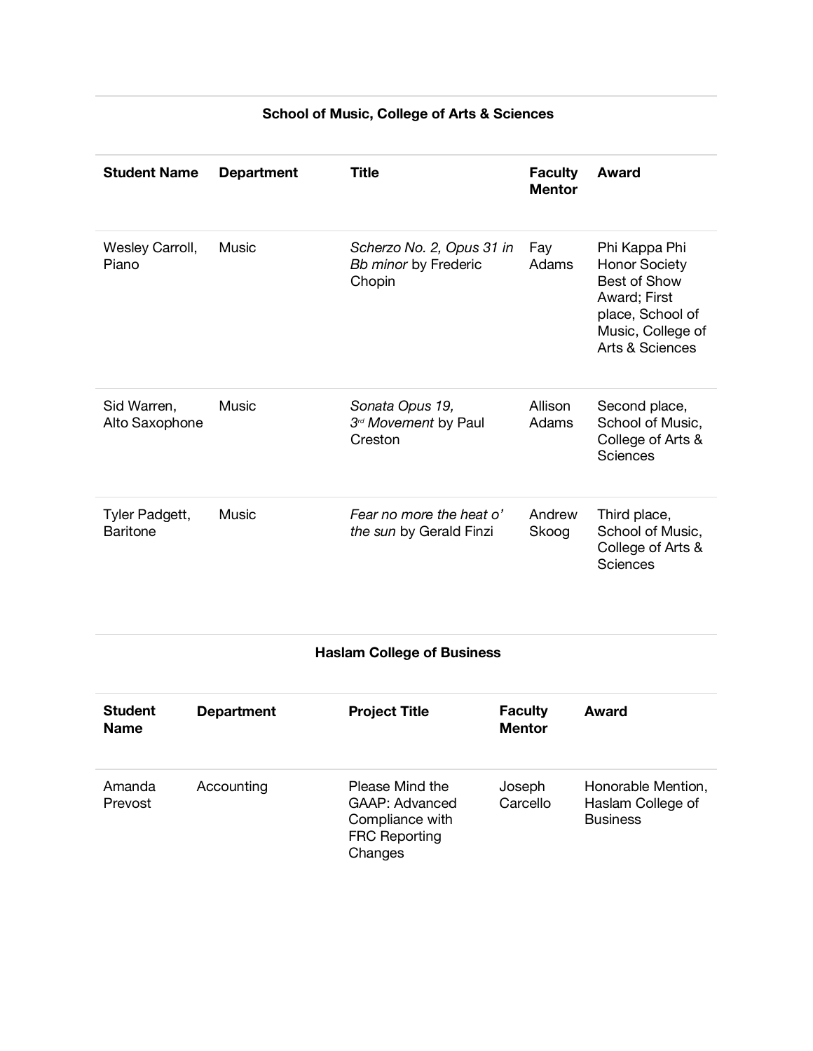## School of Music, College of Arts & Sciences

| Student Name | Department | Title | Faculty Mentor | Award |
|---|---|---|---|---|
| Wesley Carroll, Piano | Music | *Scherzo No. 2, Opus 31 in Bb minor* by Frederic Chopin | Fay Adams | Phi Kappa Phi Honor Society Best of Show Award; First place, School of Music, College of Arts & Sciences |
| Sid Warren, Alto Saxophone | Music | *Sonata Opus 19, 3rd Movement* by Paul Creston | Allison Adams | Second place, School of Music, College of Arts & Sciences |
| Tyler Padgett, Baritone | Music | *Fear no more the heat o' the sun* by Gerald Finzi | Andrew Skoog | Third place, School of Music, College of Arts & Sciences |

## Haslam College of Business

| Student Name | Department | Project Title | Faculty Mentor | Award |
|---|---|---|---|---|
| Amanda Prevost | Accounting | Please Mind the GAAP: Advanced Compliance with FRC Reporting Changes | Joseph Carcello | Honorable Mention, Haslam College of Business |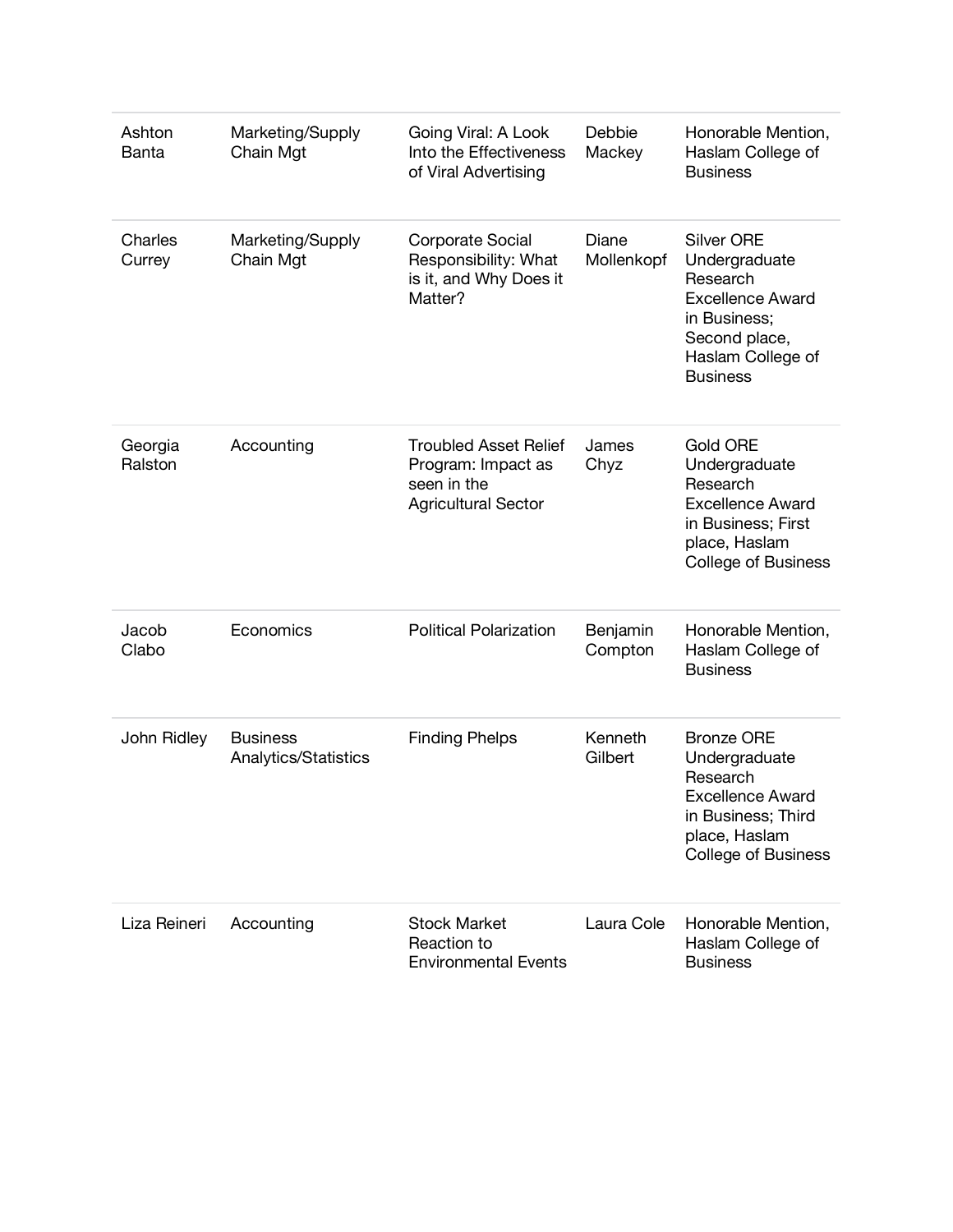| | | | | |
|---|---|---|---|---|
| Ashton Banta | Marketing/Supply Chain Mgt | Going Viral: A Look Into the Effectiveness of Viral Advertising | Debbie Mackey | Honorable Mention, Haslam College of Business |
| Charles Currey | Marketing/Supply Chain Mgt | Corporate Social Responsibility: What is it, and Why Does it Matter? | Diane Mollenkopf | Silver ORE Undergraduate Research Excellence Award in Business; Second place, Haslam College of Business |
| Georgia Ralston | Accounting | Troubled Asset Relief Program: Impact as seen in the Agricultural Sector | James Chyz | Gold ORE Undergraduate Research Excellence Award in Business; First place, Haslam College of Business |
| Jacob Clabo | Economics | Political Polarization | Benjamin Compton | Honorable Mention, Haslam College of Business |
| John Ridley | Business Analytics/Statistics | Finding Phelps | Kenneth Gilbert | Bronze ORE Undergraduate Research Excellence Award in Business; Third place, Haslam College of Business |
| Liza Reineri | Accounting | Stock Market Reaction to Environmental Events | Laura Cole | Honorable Mention, Haslam College of Business |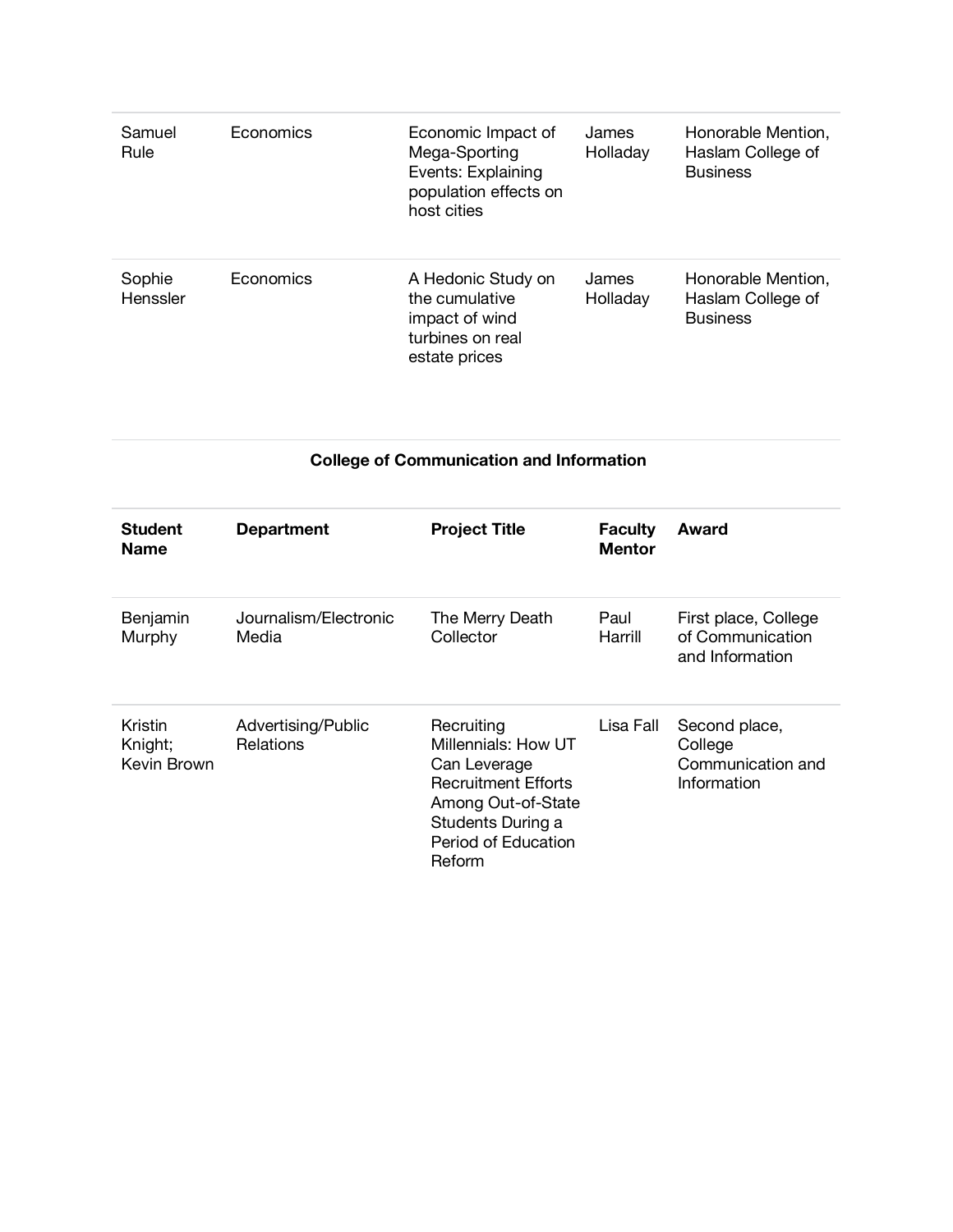| | | | | |
|---|---|---|---|---|
| Samuel Rule | Economics | Economic Impact of Mega-Sporting Events: Explaining population effects on host cities | James Holladay | Honorable Mention, Haslam College of Business |
| Sophie Henssler | Economics | A Hedonic Study on the cumulative impact of wind turbines on real estate prices | James Holladay | Honorable Mention, Haslam College of Business |

**College of Communication and Information**

| **Student Name** | **Department** | **Project Title** | **Faculty Mentor** | **Award** |
|---|---|---|---|---|
| Benjamin Murphy | Journalism/Electronic Media | The Merry Death Collector | Paul Harrill | First place, College of Communication and Information |
| Kristin Knight; Kevin Brown | Advertising/Public Relations | Recruiting Millennials: How UT Can Leverage Recruitment Efforts Among Out-of-State Students During a Period of Education Reform | Lisa Fall | Second place, College Communication and Information |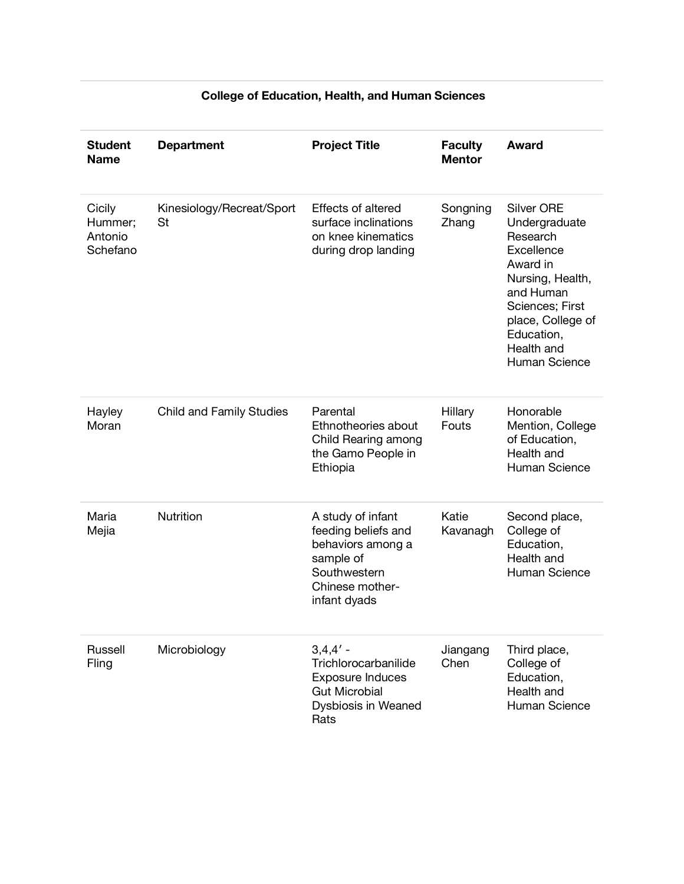## College of Education, Health, and Human Sciences

| Student Name | Department | Project Title | Faculty Mentor | Award |
|---|---|---|---|---|
| Cicily Hummer; Antonio Schefano | Kinesiology/Recreat/Sport St | Effects of altered surface inclinations on knee kinematics during drop landing | Songning Zhang | Silver ORE Undergraduate Research Excellence Award in Nursing, Health, and Human Sciences; First place, College of Education, Health and Human Science |
| Hayley Moran | Child and Family Studies | Parental Ethnotheories about Child Rearing among the Gamo People in Ethiopia | Hillary Fouts | Honorable Mention, College of Education, Health and Human Science |
| Maria Mejia | Nutrition | A study of infant feeding beliefs and behaviors among a sample of Southwestern Chinese mother-infant dyads | Katie Kavanagh | Second place, College of Education, Health and Human Science |
| Russell Fling | Microbiology | 3,4,4′ -Trichlorocarbanilide Exposure Induces Gut Microbial Dysbiosis in Weaned Rats | Jiangang Chen | Third place, College of Education, Health and Human Science |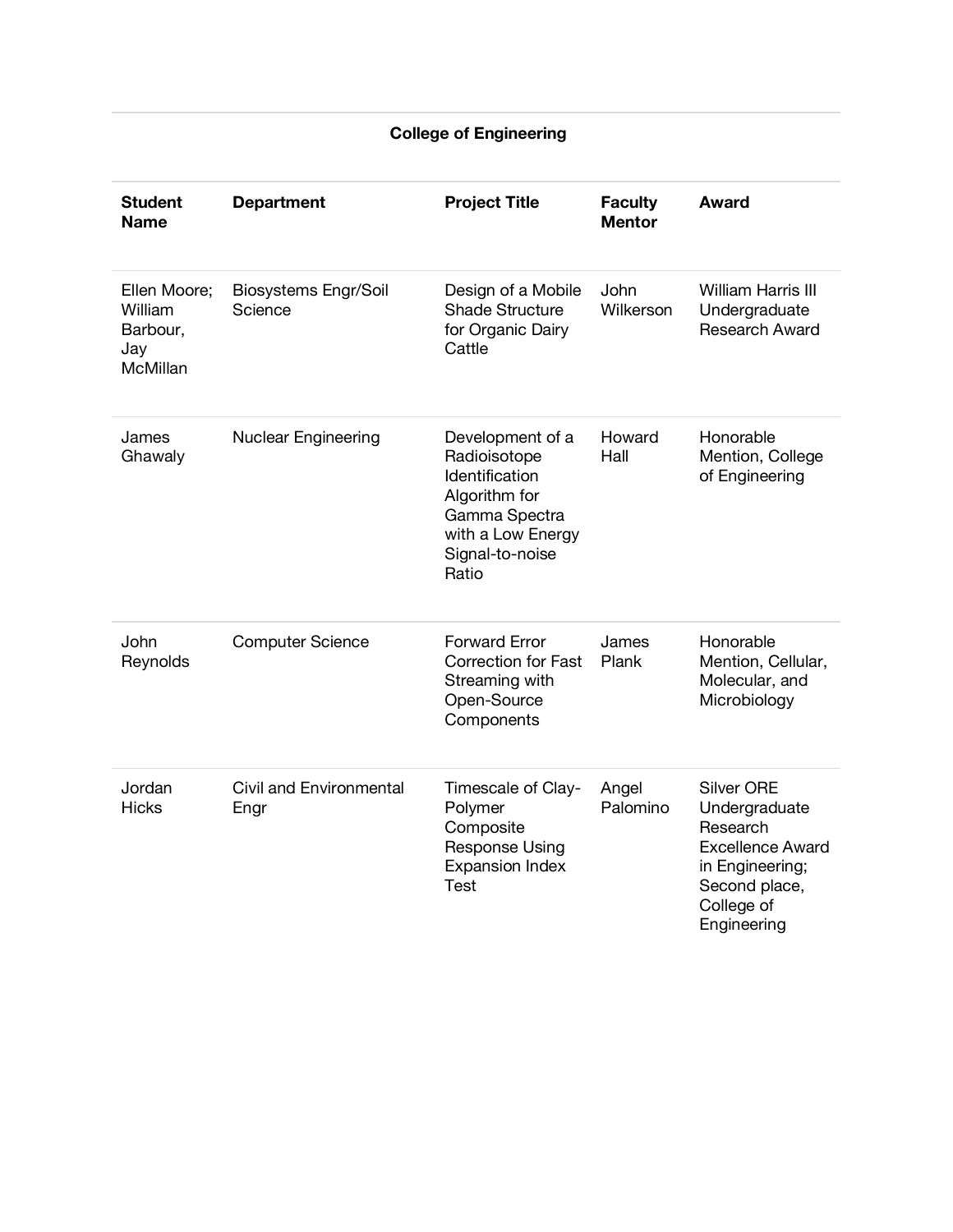## College of Engineering

| Student Name | Department | Project Title | Faculty Mentor | Award |
|---|---|---|---|---|
| Ellen Moore; William Barbour, Jay McMillan | Biosystems Engr/Soil Science | Design of a Mobile Shade Structure for Organic Dairy Cattle | John Wilkerson | William Harris III Undergraduate Research Award |
| James Ghawaly | Nuclear Engineering | Development of a Radioisotope Identification Algorithm for Gamma Spectra with a Low Energy Signal-to-noise Ratio | Howard Hall | Honorable Mention, College of Engineering |
| John Reynolds | Computer Science | Forward Error Correction for Fast Streaming with Open-Source Components | James Plank | Honorable Mention, Cellular, Molecular, and Microbiology |
| Jordan Hicks | Civil and Environmental Engr | Timescale of Clay-Polymer Composite Response Using Expansion Index Test | Angel Palomino | Silver ORE Undergraduate Research Excellence Award in Engineering; Second place, College of Engineering |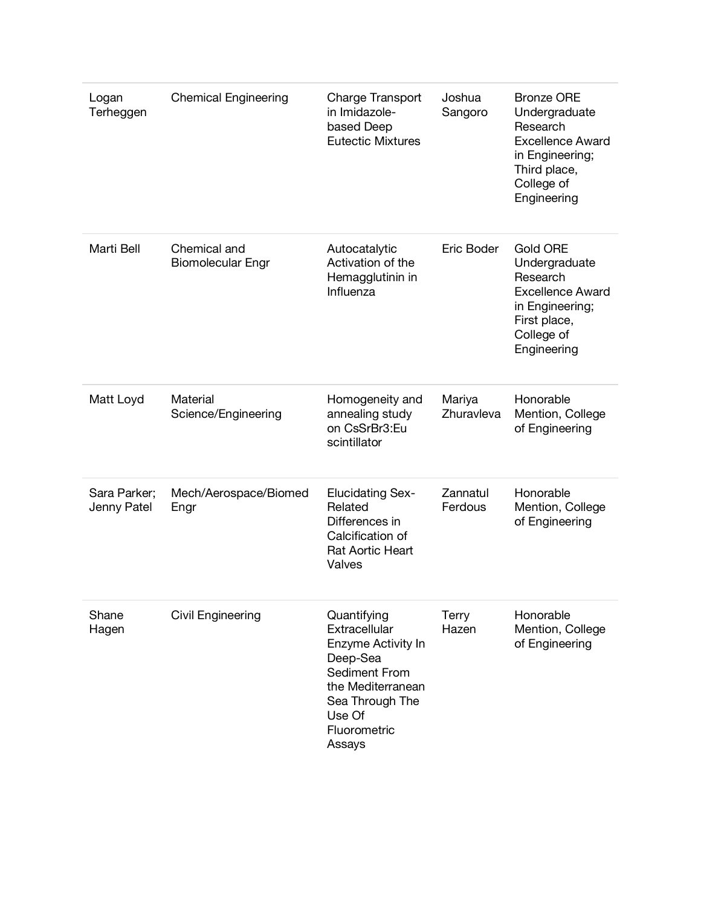| | | | | |
|---|---|---|---|---|
| Logan Terheggen | Chemical Engineering | Charge Transport in Imidazole-based Deep Eutectic Mixtures | Joshua Sangoro | Bronze ORE Undergraduate Research Excellence Award in Engineering; Third place, College of Engineering |
| Marti Bell | Chemical and Biomolecular Engr | Autocatalytic Activation of the Hemagglutinin in Influenza | Eric Boder | Gold ORE Undergraduate Research Excellence Award in Engineering; First place, College of Engineering |
| Matt Loyd | Material Science/Engineering | Homogeneity and annealing study on CsSrBr3:Eu scintillator | Mariya Zhuravleva | Honorable Mention, College of Engineering |
| Sara Parker; Jenny Patel | Mech/Aerospace/Biomed Engr | Elucidating Sex-Related Differences in Calcification of Rat Aortic Heart Valves | Zannatul Ferdous | Honorable Mention, College of Engineering |
| Shane Hagen | Civil Engineering | Quantifying Extracellular Enzyme Activity In Deep-Sea Sediment From the Mediterranean Sea Through The Use Of Fluorometric Assays | Terry Hazen | Honorable Mention, College of Engineering |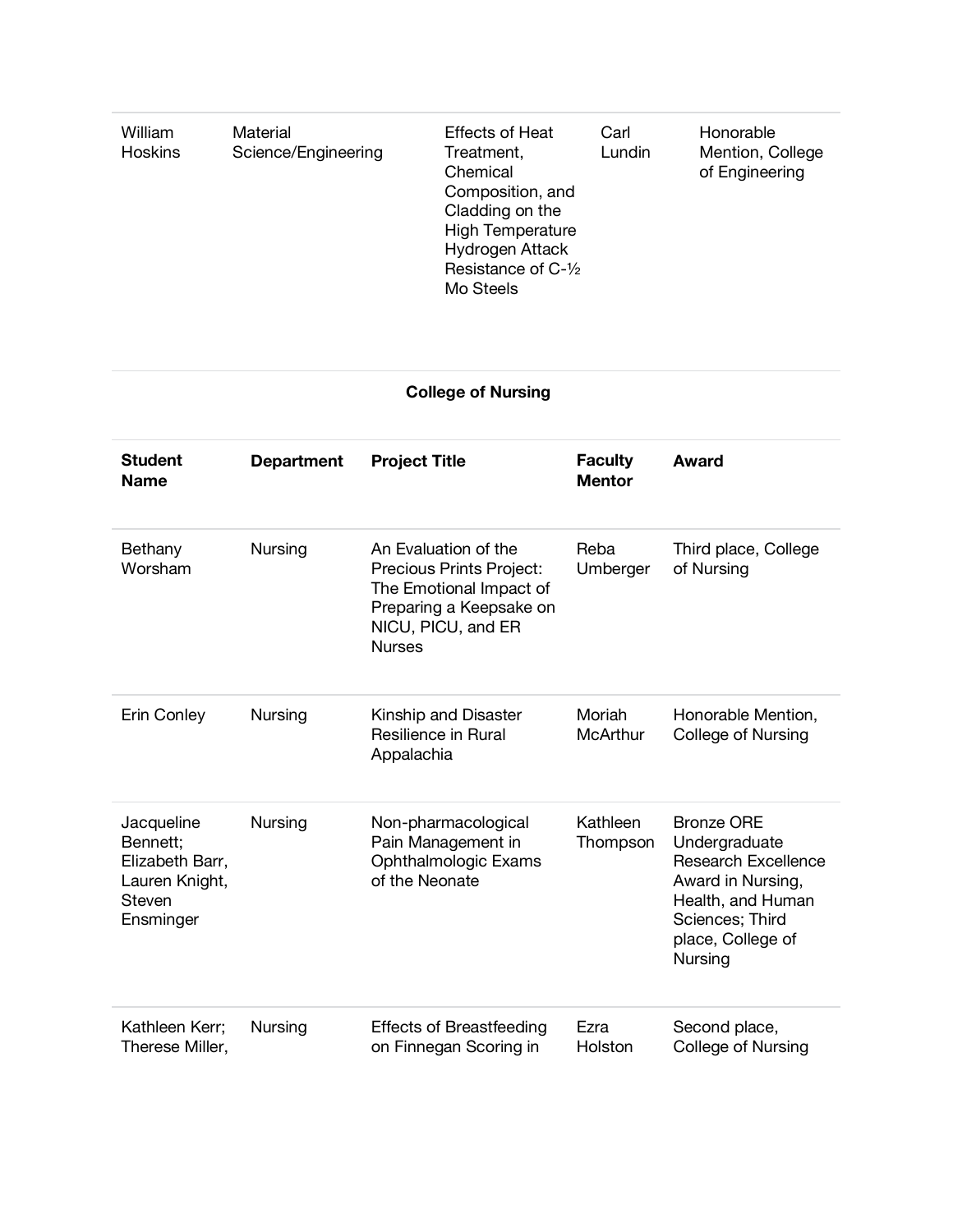| | | | | |
|---|---|---|---|---|
| William Hoskins | Material Science/Engineering | Effects of Heat Treatment, Chemical Composition, and Cladding on the High Temperature Hydrogen Attack Resistance of C-½ Mo Steels | Carl Lundin | Honorable Mention, College of Engineering |

**College of Nursing**

| **Student Name** | **Department** | **Project Title** | **Faculty Mentor** | **Award** |
|---|---|---|---|---|
| Bethany Worsham | Nursing | An Evaluation of the Precious Prints Project: The Emotional Impact of Preparing a Keepsake on NICU, PICU, and ER Nurses | Reba Umberger | Third place, College of Nursing |
| Erin Conley | Nursing | Kinship and Disaster Resilience in Rural Appalachia | Moriah McArthur | Honorable Mention, College of Nursing |
| Jacqueline Bennett; Elizabeth Barr, Lauren Knight, Steven Ensminger | Nursing | Non-pharmacological Pain Management in Ophthalmologic Exams of the Neonate | Kathleen Thompson | Bronze ORE Undergraduate Research Excellence Award in Nursing, Health, and Human Sciences; Third place, College of Nursing |
| Kathleen Kerr; Therese Miller, | Nursing | Effects of Breastfeeding on Finnegan Scoring in | Ezra Holston | Second place, College of Nursing |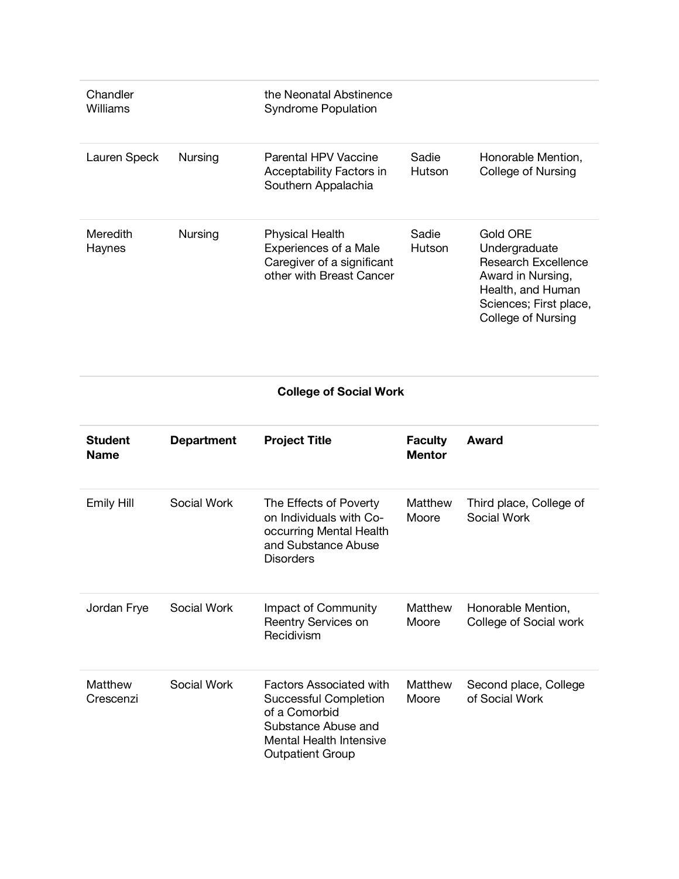| | | | | |
|---|---|---|---|---|
| Chandler Williams | | the Neonatal Abstinence Syndrome Population | | |
| Lauren Speck | Nursing | Parental HPV Vaccine Acceptability Factors in Southern Appalachia | Sadie Hutson | Honorable Mention, College of Nursing |
| Meredith Haynes | Nursing | Physical Health Experiences of a Male Caregiver of a significant other with Breast Cancer | Sadie Hutson | Gold ORE Undergraduate Research Excellence Award in Nursing, Health, and Human Sciences; First place, College of Nursing |

**College of Social Work**

| Student Name | Department | Project Title | Faculty Mentor | Award |
|---|---|---|---|---|
| Emily Hill | Social Work | The Effects of Poverty on Individuals with Co-occurring Mental Health and Substance Abuse Disorders | Matthew Moore | Third place, College of Social Work |
| Jordan Frye | Social Work | Impact of Community Reentry Services on Recidivism | Matthew Moore | Honorable Mention, College of Social work |
| Matthew Crescenzi | Social Work | Factors Associated with Successful Completion of a Comorbid Substance Abuse and Mental Health Intensive Outpatient Group | Matthew Moore | Second place, College of Social Work |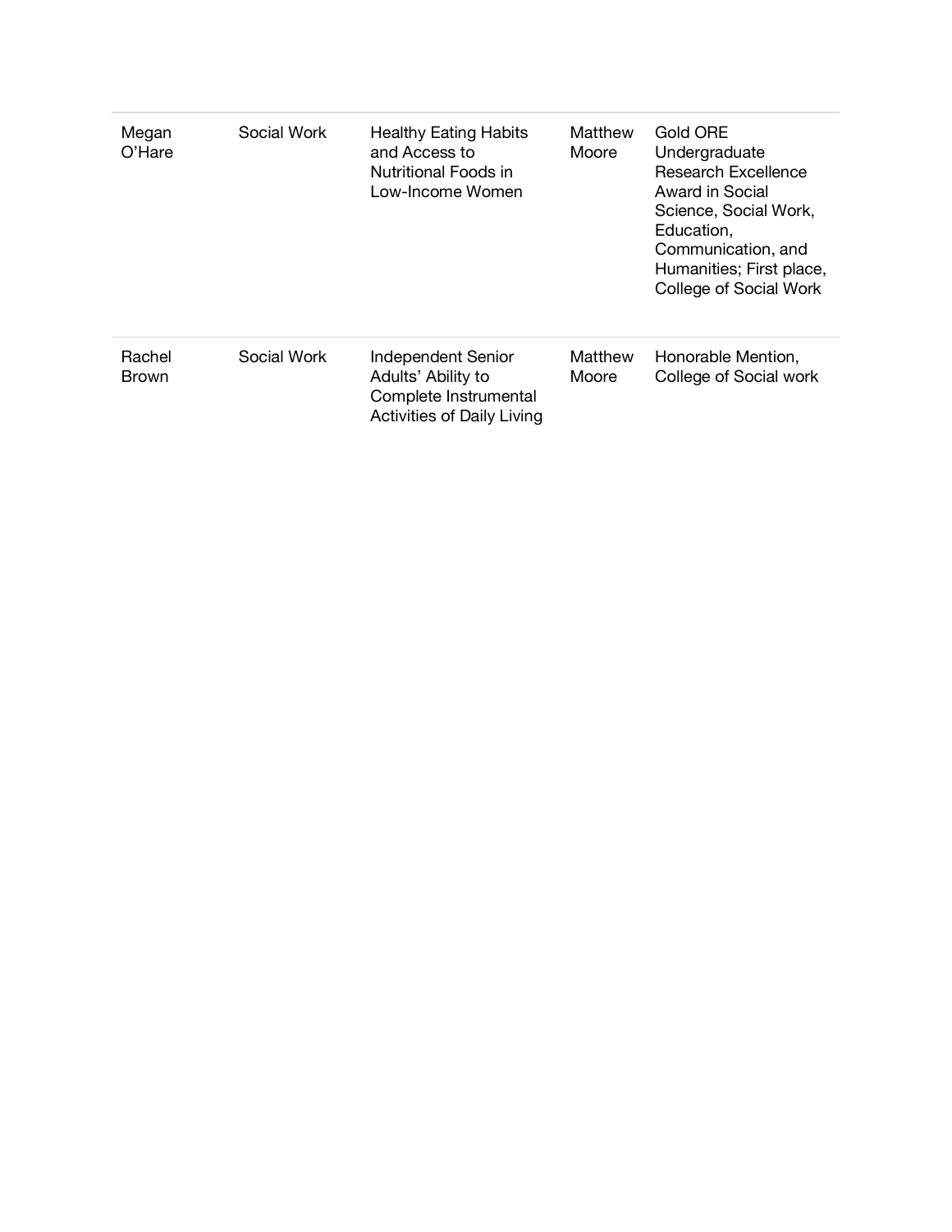| | | | | |
|---|---|---|---|---|
| Megan O'Hare | Social Work | Healthy Eating Habits and Access to Nutritional Foods in Low-Income Women | Matthew Moore | Gold ORE Undergraduate Research Excellence Award in Social Science, Social Work, Education, Communication, and Humanities; First place, College of Social Work |
| Rachel Brown | Social Work | Independent Senior Adults' Ability to Complete Instrumental Activities of Daily Living | Matthew Moore | Honorable Mention, College of Social work |